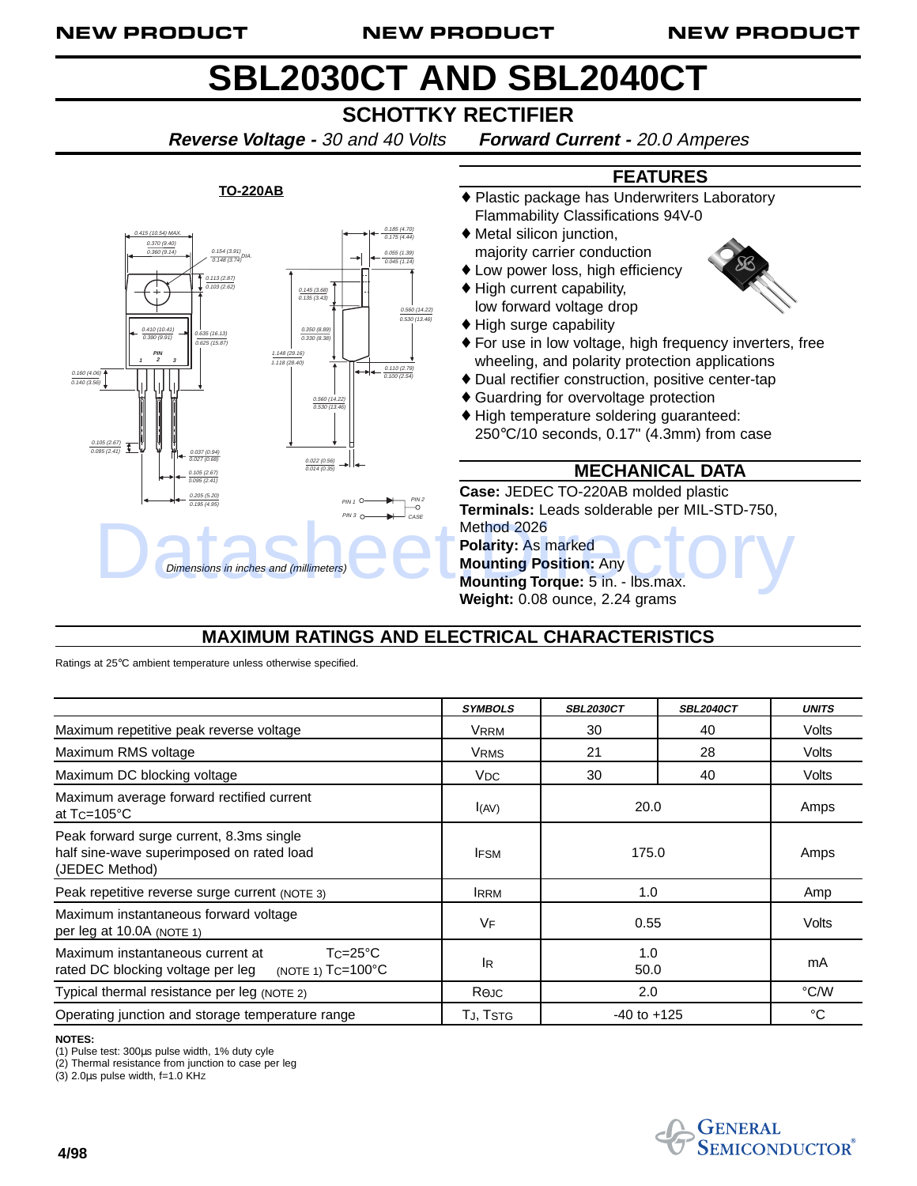NEW PRODUCT NEW PRODUCT NEW PRODUCT

# SBL2030CT AND SBL2040CT

## SCHOTTKY RECTIFIER

***Reverse Voltage** - 30 and 40 Volts* ***Forward Current** - 20.0 Amperes*

**TO-220AB**

Dimensions in inches and (millimeters)

## FEATURES

- ♦ Plastic package has Underwriters Laboratory Flammability Classifications 94V-0
- ♦ Metal silicon junction, majority carrier conduction
- ♦ Low power loss, high efficiency
- ♦ High current capability, low forward voltage drop
- ♦ High surge capability
- ♦ For use in low voltage, high frequency inverters, free wheeling, and polarity protection applications
- ♦ Dual rectifier construction, positive center-tap
- ♦ Guardring for overvoltage protection
- ♦ High temperature soldering guaranteed: 250°C/10 seconds, 0.17" (4.3mm) from case

## MECHANICAL DATA

**Case:** JEDEC TO-220AB molded plastic
**Terminals:** Leads solderable per MIL-STD-750, Method 2026
**Polarity:** As marked
**Mounting Position:** Any
**Mounting Torque:** 5 in. - lbs.max.
**Weight:** 0.08 ounce, 2.24 grams

## MAXIMUM RATINGS AND ELECTRICAL CHARACTERISTICS

Ratings at 25°C ambient temperature unless otherwise specified.

| | SYMBOLS | SBL2030CT | SBL2040CT | UNITS |
|---|---|---|---|---|
| Maximum repetitive peak reverse voltage | $V_{RRM}$ | 30 | 40 | Volts |
| Maximum RMS voltage | $V_{RMS}$ | 21 | 28 | Volts |
| Maximum DC blocking voltage | $V_{DC}$ | 30 | 40 | Volts |
| Maximum average forward rectified current at $T_C$=105°C | $I_{(AV)}$ | 20.0 | | Amps |
| Peak forward surge current, 8.3ms single half sine-wave superimposed on rated load (JEDEC Method) | $I_{FSM}$ | 175.0 | | Amps |
| Peak repetitive reverse surge current (NOTE 3) | $I_{RRM}$ | 1.0 | | Amp |
| Maximum instantaneous forward voltage per leg at 10.0A (NOTE 1) | $V_F$ | 0.55 | | Volts |
| Maximum instantaneous current at rated DC blocking voltage per leg (NOTE 1) $T_C$=25°C / $T_C$=100°C | $I_R$ | 1.0 / 50.0 | | mA |
| Typical thermal resistance per leg (NOTE 2) | $R_{\Theta JC}$ | 2.0 | | °C/W |
| Operating junction and storage temperature range | $T_J$, $T_{STG}$ | -40 to +125 | | °C |

**NOTES:**
(1) Pulse test: 300µs pulse width, 1% duty cyle
(2) Thermal resistance from junction to case per leg
(3) 2.0µs pulse width, f=1.0 KHz

4/98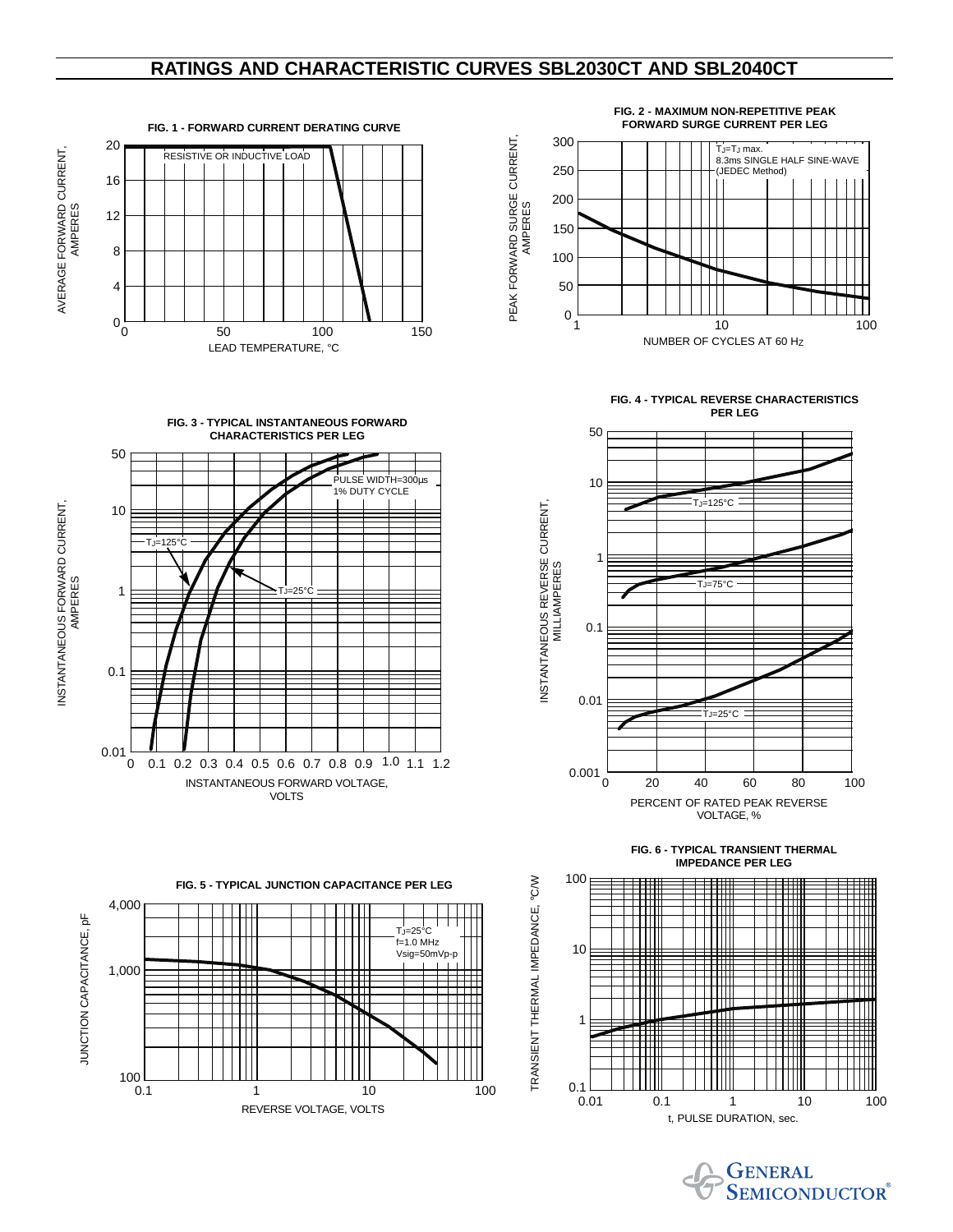# RATINGS AND CHARACTERISTIC CURVES SBL2030CT AND SBL2040CT

**FIG. 1 - FORWARD CURRENT DERATING CURVE**

AVERAGE FORWARD CURRENT, AMPERES

20
16
12
8
4
0

RESISTIVE OR INDUCTIVE LOAD

0 50 100 150

LEAD TEMPERATURE, °C

**FIG. 2 - MAXIMUM NON-REPETITIVE PEAK FORWARD SURGE CURRENT PER LEG**

PEAK FORWARD SURGE CURRENT, AMPERES

300
250
200
150
100
50
0

$T_J = T_J$ max.
8.3ms SINGLE HALF SINE-WAVE
(JEDEC Method)

1 10 100

NUMBER OF CYCLES AT 60 Hz

**FIG. 3 - TYPICAL INSTANTANEOUS FORWARD CHARACTERISTICS PER LEG**

INSTANTANEOUS FORWARD CURRENT, AMPERES

50
10
1
0.1
0.01

PULSE WIDTH=300µs
1% DUTY CYCLE

$T_J$=125°C

$T_J$=25°C

0 0.1 0.2 0.3 0.4 0.5 0.6 0.7 0.8 0.9 1.0 1.1 1.2

INSTANTANEOUS FORWARD VOLTAGE, VOLTS

**FIG. 4 - TYPICAL REVERSE CHARACTERISTICS PER LEG**

INSTANTANEOUS REVERSE CURRENT, MILLIAMPERES

50
10
1
0.1
0.01
0.001

$T_J$=125°C

$T_J$=75°C

$T_J$=25°C

0 20 40 60 80 100

PERCENT OF RATED PEAK REVERSE VOLTAGE, %

**FIG. 5 - TYPICAL JUNCTION CAPACITANCE PER LEG**

JUNCTION CAPACITANCE, pF

4,000
1,000
100

$T_J$=25°C
f=1.0 MHz
Vsig=50mVp-p

0.1 1 10 100

REVERSE VOLTAGE, VOLTS

**FIG. 6 - TYPICAL TRANSIENT THERMAL IMPEDANCE PER LEG**

TRANSIENT THERMAL IMPEDANCE, °C/W

100
10
1
0.1

0.01 0.1 1 10 100

t, PULSE DURATION, sec.